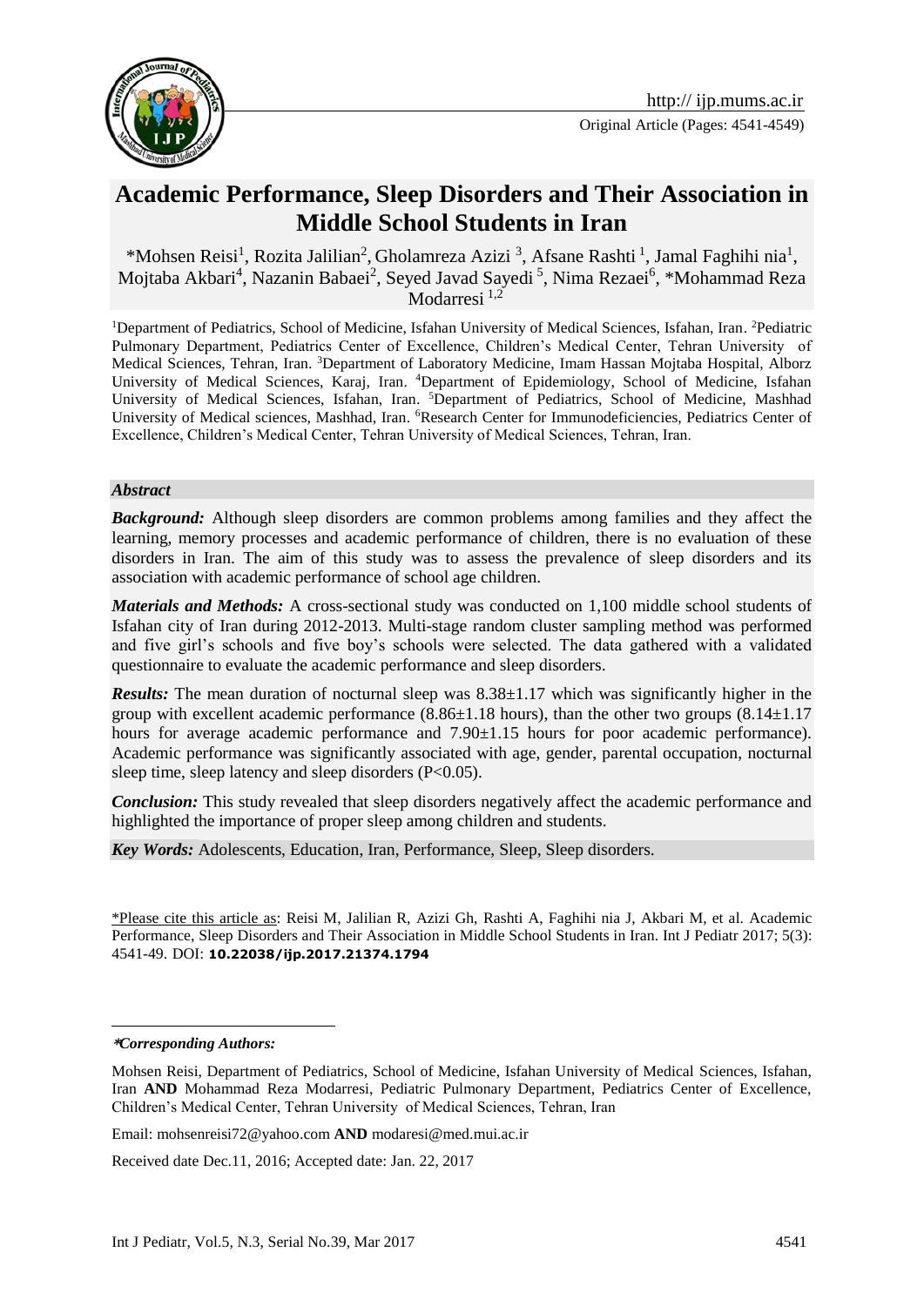# Academic Performance, Sleep Disorders and Their Association in Middle School Students in Iran

*Mohsen Reisi[1], Rozita Jalilian[2], Gholamreza Azizi [3], Afsane Rashti [1], Jamal Faghihi nia[1], Mojtaba Akbari[4], Nazanin Babaei[2], Seyed Javad Sayedi [5], Nima Rezaei[6], *Mohammad Reza Modarresi [1,2]

[1]Department of Pediatrics, School of Medicine, Isfahan University of Medical Sciences, Isfahan, Iran. [2]Pediatric Pulmonary Department, Pediatrics Center of Excellence, Children's Medical Center, Tehran University of Medical Sciences, Tehran, Iran. [3]Department of Laboratory Medicine, Imam Hassan Mojtaba Hospital, Alborz University of Medical Sciences, Karaj, Iran. [4]Department of Epidemiology, School of Medicine, Isfahan University of Medical Sciences, Isfahan, Iran. [5]Department of Pediatrics, School of Medicine, Mashhad University of Medical sciences, Mashhad, Iran. [6]Research Center for Immunodeficiencies, Pediatrics Center of Excellence, Children's Medical Center, Tehran University of Medical Sciences, Tehran, Iran.

### *Abstract*

***Background:*** Although sleep disorders are common problems among families and they affect the learning, memory processes and academic performance of children, there is no evaluation of these disorders in Iran. The aim of this study was to assess the prevalence of sleep disorders and its association with academic performance of school age children.

***Materials and Methods:*** A cross-sectional study was conducted on 1,100 middle school students of Isfahan city of Iran during 2012-2013. Multi-stage random cluster sampling method was performed and five girl's schools and five boy's schools were selected. The data gathered with a validated questionnaire to evaluate the academic performance and sleep disorders.

***Results:*** The mean duration of nocturnal sleep was 8.38±1.17 which was significantly higher in the group with excellent academic performance (8.86±1.18 hours), than the other two groups (8.14±1.17 hours for average academic performance and 7.90±1.15 hours for poor academic performance). Academic performance was significantly associated with age, gender, parental occupation, nocturnal sleep time, sleep latency and sleep disorders ($P<0.05$).

***Conclusion:*** This study revealed that sleep disorders negatively affect the academic performance and highlighted the importance of proper sleep among children and students.

***Key Words:*** Adolescents, Education, Iran, Performance, Sleep, Sleep disorders.

*Please cite this article as: Reisi M, Jalilian R, Azizi Gh, Rashti A, Faghihi nia J, Akbari M, et al. Academic Performance, Sleep Disorders and Their Association in Middle School Students in Iran. Int J Pediatr 2017; 5(3): 4541-49. DOI: **10.22038/ijp.2017.21374.1794**

***Corresponding Authors:***

Mohsen Reisi, Department of Pediatrics, School of Medicine, Isfahan University of Medical Sciences, Isfahan, Iran **AND** Mohammad Reza Modarresi, Pediatric Pulmonary Department, Pediatrics Center of Excellence, Children's Medical Center, Tehran University of Medical Sciences, Tehran, Iran

Email: mohsenreisi72@yahoo.com **AND** modaresi@med.mui.ac.ir

Received date Dec.11, 2016; Accepted date: Jan. 22, 2017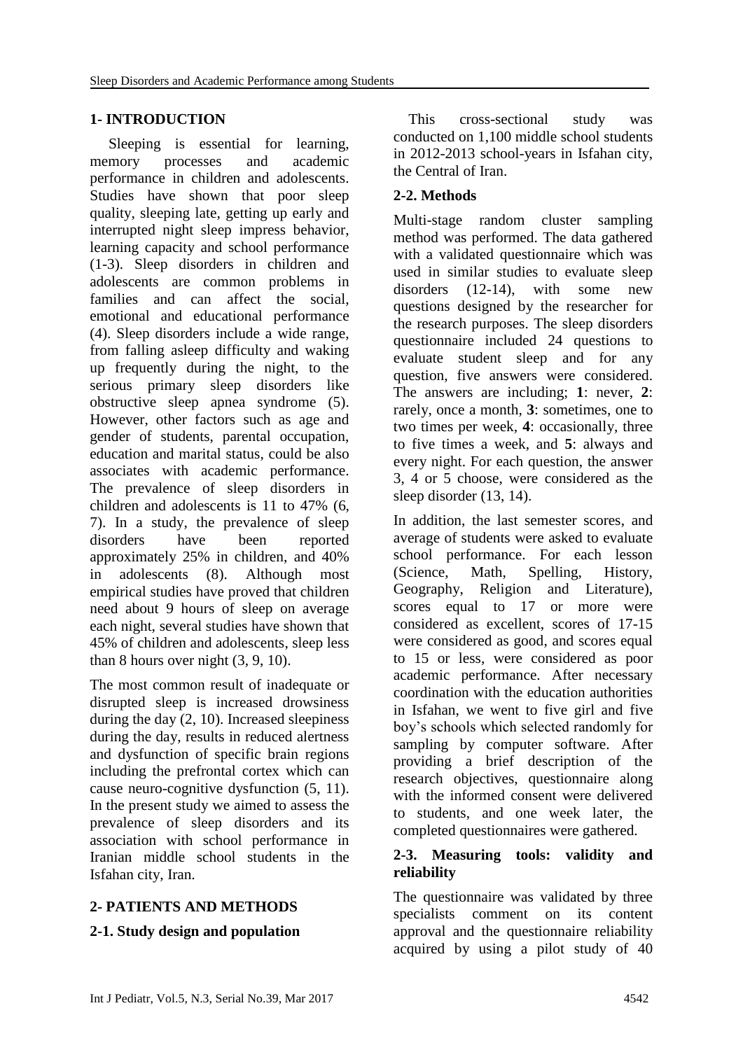## 1- INTRODUCTION

Sleeping is essential for learning, memory processes and academic performance in children and adolescents. Studies have shown that poor sleep quality, sleeping late, getting up early and interrupted night sleep impress behavior, learning capacity and school performance (1-3). Sleep disorders in children and adolescents are common problems in families and can affect the social, emotional and educational performance (4). Sleep disorders include a wide range, from falling asleep difficulty and waking up frequently during the night, to the serious primary sleep disorders like obstructive sleep apnea syndrome (5). However, other factors such as age and gender of students, parental occupation, education and marital status, could be also associates with academic performance. The prevalence of sleep disorders in children and adolescents is 11 to 47% (6, 7). In a study, the prevalence of sleep disorders have been reported approximately 25% in children, and 40% in adolescents (8). Although most empirical studies have proved that children need about 9 hours of sleep on average each night, several studies have shown that 45% of children and adolescents, sleep less than 8 hours over night (3, 9, 10).

The most common result of inadequate or disrupted sleep is increased drowsiness during the day (2, 10). Increased sleepiness during the day, results in reduced alertness and dysfunction of specific brain regions including the prefrontal cortex which can cause neuro-cognitive dysfunction (5, 11). In the present study we aimed to assess the prevalence of sleep disorders and its association with school performance in Iranian middle school students in the Isfahan city, Iran.

## 2- PATIENTS AND METHODS

### 2-1. Study design and population

This cross-sectional study was conducted on 1,100 middle school students in 2012-2013 school-years in Isfahan city, the Central of Iran.

### 2-2. Methods

Multi-stage random cluster sampling method was performed. The data gathered with a validated questionnaire which was used in similar studies to evaluate sleep disorders (12-14), with some new questions designed by the researcher for the research purposes. The sleep disorders questionnaire included 24 questions to evaluate student sleep and for any question, five answers were considered. The answers are including; **1**: never, **2**: rarely, once a month, **3**: sometimes, one to two times per week, **4**: occasionally, three to five times a week, and **5**: always and every night. For each question, the answer 3, 4 or 5 choose, were considered as the sleep disorder (13, 14).

In addition, the last semester scores, and average of students were asked to evaluate school performance. For each lesson (Science, Math, Spelling, History, Geography, Religion and Literature), scores equal to 17 or more were considered as excellent, scores of 17-15 were considered as good, and scores equal to 15 or less, were considered as poor academic performance. After necessary coordination with the education authorities in Isfahan, we went to five girl and five boy's schools which selected randomly for sampling by computer software. After providing a brief description of the research objectives, questionnaire along with the informed consent were delivered to students, and one week later, the completed questionnaires were gathered.

### 2-3. Measuring tools: validity and reliability

The questionnaire was validated by three specialists comment on its content approval and the questionnaire reliability acquired by using a pilot study of 40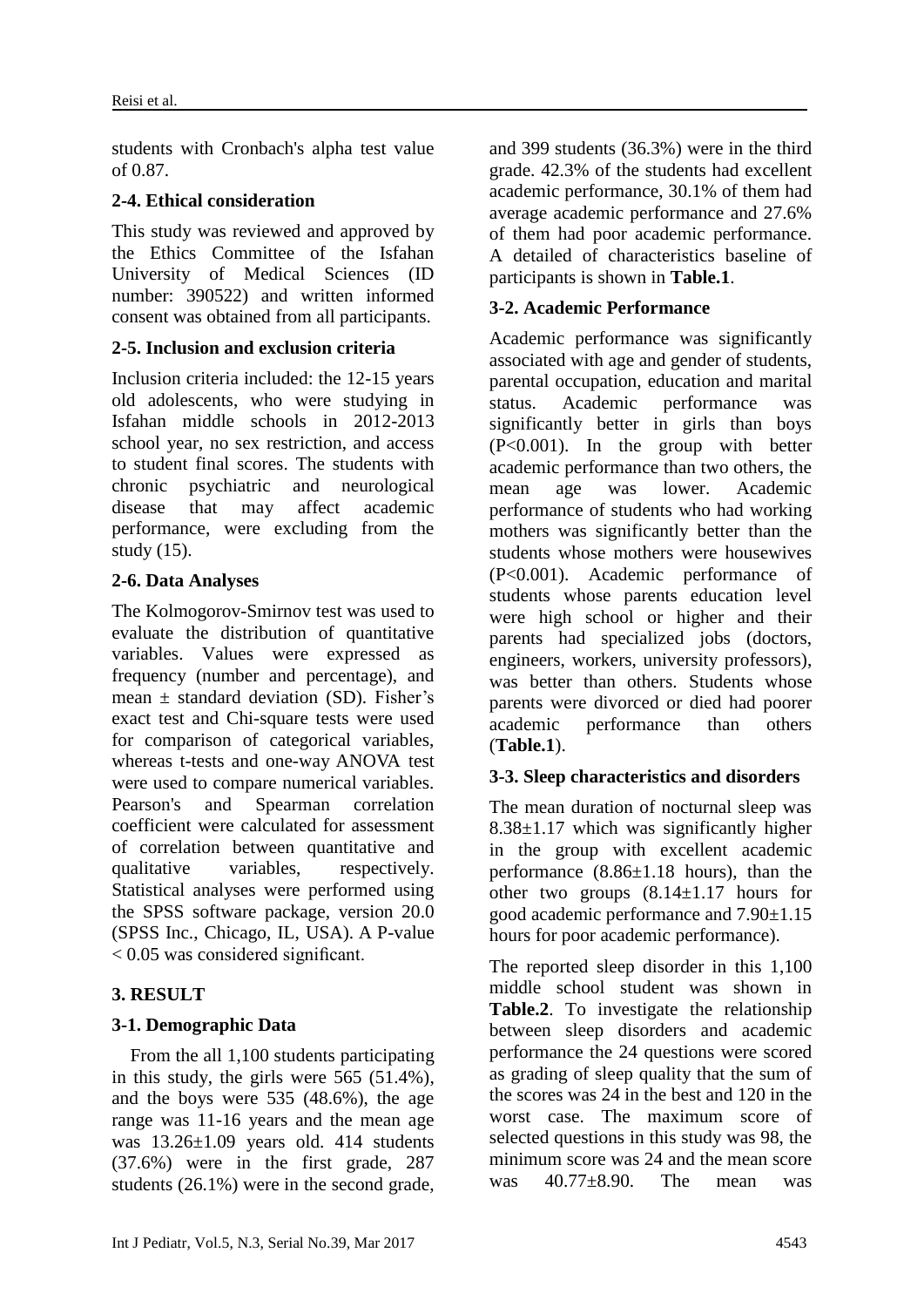students with Cronbach's alpha test value of 0.87.

### 2-4. Ethical consideration

This study was reviewed and approved by the Ethics Committee of the Isfahan University of Medical Sciences (ID number: 390522) and written informed consent was obtained from all participants.

### 2-5. Inclusion and exclusion criteria

Inclusion criteria included: the 12-15 years old adolescents, who were studying in Isfahan middle schools in 2012-2013 school year, no sex restriction, and access to student final scores. The students with chronic psychiatric and neurological disease that may affect academic performance, were excluding from the study (15).

### 2-6. Data Analyses

The Kolmogorov-Smirnov test was used to evaluate the distribution of quantitative variables. Values were expressed as frequency (number and percentage), and mean ± standard deviation (SD). Fisher's exact test and Chi-square tests were used for comparison of categorical variables, whereas t-tests and one-way ANOVA test were used to compare numerical variables. Pearson's and Spearman correlation coefficient were calculated for assessment of correlation between quantitative and qualitative variables, respectively. Statistical analyses were performed using the SPSS software package, version 20.0 (SPSS Inc., Chicago, IL, USA). A P-value $< 0.05$ was considered significant.

## 3. RESULT

### 3-1. Demographic Data

From the all 1,100 students participating in this study, the girls were 565 (51.4%), and the boys were 535 (48.6%), the age range was 11-16 years and the mean age was 13.26±1.09 years old. 414 students (37.6%) were in the first grade, 287 students (26.1%) were in the second grade, and 399 students (36.3%) were in the third grade. 42.3% of the students had excellent academic performance, 30.1% of them had average academic performance and 27.6% of them had poor academic performance. A detailed of characteristics baseline of participants is shown in **Table.1**.

### 3-2. Academic Performance

Academic performance was significantly associated with age and gender of students, parental occupation, education and marital status. Academic performance was significantly better in girls than boys ($P<0.001$). In the group with better academic performance than two others, the mean age was lower. Academic performance of students who had working mothers was significantly better than the students whose mothers were housewives ($P<0.001$). Academic performance of students whose parents education level were high school or higher and their parents had specialized jobs (doctors, engineers, workers, university professors), was better than others. Students whose parents were divorced or died had poorer academic performance than others (**Table.1**).

### 3-3. Sleep characteristics and disorders

The mean duration of nocturnal sleep was 8.38±1.17 which was significantly higher in the group with excellent academic performance (8.86±1.18 hours), than the other two groups (8.14±1.17 hours for good academic performance and 7.90±1.15 hours for poor academic performance).

The reported sleep disorder in this 1,100 middle school student was shown in **Table.2**. To investigate the relationship between sleep disorders and academic performance the 24 questions were scored as grading of sleep quality that the sum of the scores was 24 in the best and 120 in the worst case. The maximum score of selected questions in this study was 98, the minimum score was 24 and the mean score was 40.77±8.90. The mean was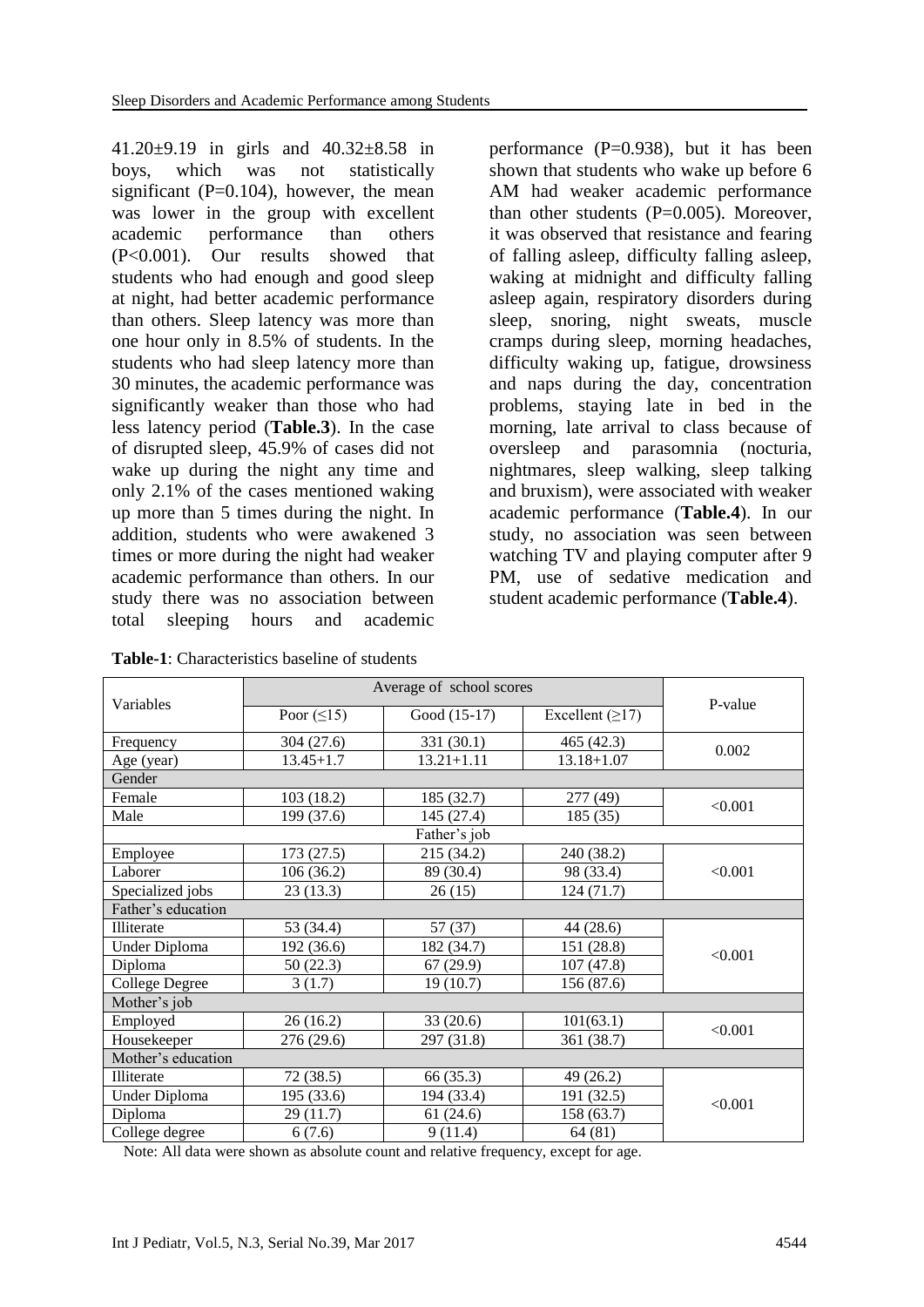41.20±9.19 in girls and 40.32±8.58 in boys, which was not statistically significant (P=0.104), however, the mean was lower in the group with excellent academic performance than others (P<0.001). Our results showed that students who had enough and good sleep at night, had better academic performance than others. Sleep latency was more than one hour only in 8.5% of students. In the students who had sleep latency more than 30 minutes, the academic performance was significantly weaker than those who had less latency period (**Table.3**). In the case of disrupted sleep, 45.9% of cases did not wake up during the night any time and only 2.1% of the cases mentioned waking up more than 5 times during the night. In addition, students who were awakened 3 times or more during the night had weaker academic performance than others. In our study there was no association between total sleeping hours and academic performance (P=0.938), but it has been shown that students who wake up before 6 AM had weaker academic performance than other students (P=0.005). Moreover, it was observed that resistance and fearing of falling asleep, difficulty falling asleep, waking at midnight and difficulty falling asleep again, respiratory disorders during sleep, snoring, night sweats, muscle cramps during sleep, morning headaches, difficulty waking up, fatigue, drowsiness and naps during the day, concentration problems, staying late in bed in the morning, late arrival to class because of oversleep and parasomnia (nocturia, nightmares, sleep walking, sleep talking and bruxism), were associated with weaker academic performance (**Table.4**). In our study, no association was seen between watching TV and playing computer after 9 PM, use of sedative medication and student academic performance (**Table.4**).

**Table-1**: Characteristics baseline of students

| Variables | Average of school scores | | | P-value |
|---|---|---|---|---|
| | Poor (≤15) | Good (15-17) | Excellent (≥17) | |
| Frequency | 304 (27.6) | 331 (30.1) | 465 (42.3) | 0.002 |
| Age (year) | 13.45+1.7 | 13.21+1.11 | 13.18+1.07 | |
| Gender | | | | |
| Female | 103 (18.2) | 185 (32.7) | 277 (49) | <0.001 |
| Male | 199 (37.6) | 145 (27.4) | 185 (35) | |
| Father's job | | | | |
| Employee | 173 (27.5) | 215 (34.2) | 240 (38.2) | <0.001 |
| Laborer | 106 (36.2) | 89 (30.4) | 98 (33.4) | |
| Specialized jobs | 23 (13.3) | 26 (15) | 124 (71.7) | |
| Father's education | | | | |
| Illiterate | 53 (34.4) | 57 (37) | 44 (28.6) | <0.001 |
| Under Diploma | 192 (36.6) | 182 (34.7) | 151 (28.8) | |
| Diploma | 50 (22.3) | 67 (29.9) | 107 (47.8) | |
| College Degree | 3 (1.7) | 19 (10.7) | 156 (87.6) | |
| Mother's job | | | | |
| Employed | 26 (16.2) | 33 (20.6) | 101(63.1) | <0.001 |
| Housekeeper | 276 (29.6) | 297 (31.8) | 361 (38.7) | |
| Mother's education | | | | |
| Illiterate | 72 (38.5) | 66 (35.3) | 49 (26.2) | <0.001 |
| Under Diploma | 195 (33.6) | 194 (33.4) | 191 (32.5) | |
| Diploma | 29 (11.7) | 61 (24.6) | 158 (63.7) | |
| College degree | 6 (7.6) | 9 (11.4) | 64 (81) | |

Note: All data were shown as absolute count and relative frequency, except for age.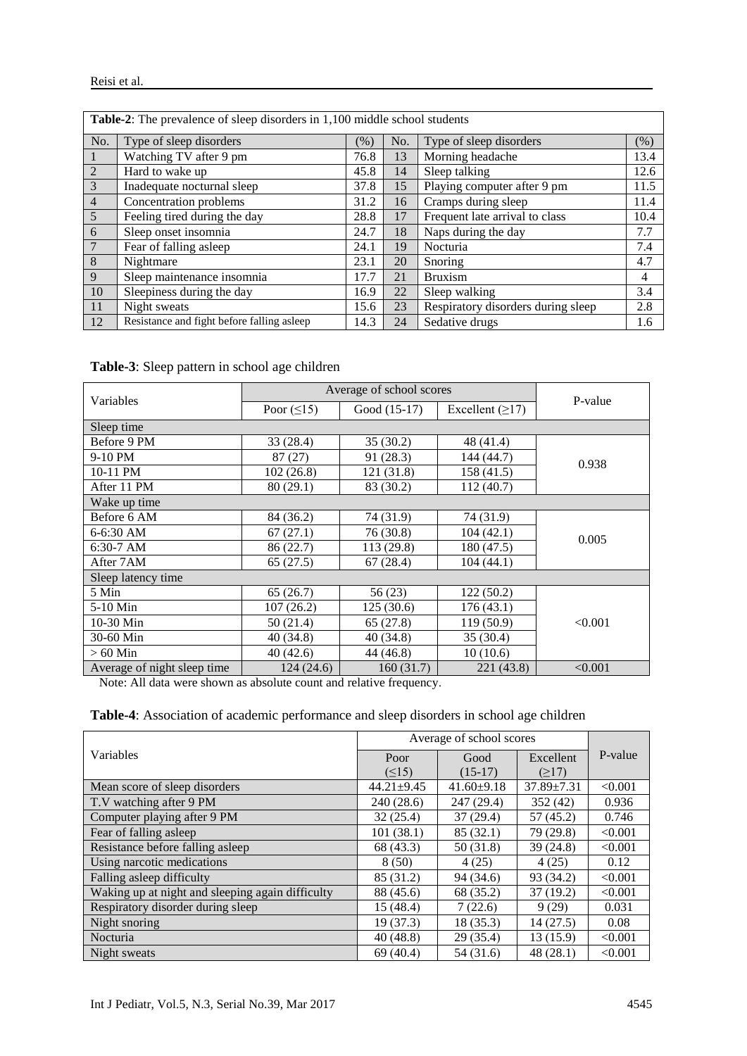**Table-2**: The prevalence of sleep disorders in 1,100 middle school students

| No. | Type of sleep disorders | (%) | No. | Type of sleep disorders | (%) |
|---|---|---|---|---|---|
| 1 | Watching TV after 9 pm | 76.8 | 13 | Morning headache | 13.4 |
| 2 | Hard to wake up | 45.8 | 14 | Sleep talking | 12.6 |
| 3 | Inadequate nocturnal sleep | 37.8 | 15 | Playing computer after 9 pm | 11.5 |
| 4 | Concentration problems | 31.2 | 16 | Cramps during sleep | 11.4 |
| 5 | Feeling tired during the day | 28.8 | 17 | Frequent late arrival to class | 10.4 |
| 6 | Sleep onset insomnia | 24.7 | 18 | Naps during the day | 7.7 |
| 7 | Fear of falling asleep | 24.1 | 19 | Nocturia | 7.4 |
| 8 | Nightmare | 23.1 | 20 | Snoring | 4.7 |
| 9 | Sleep maintenance insomnia | 17.7 | 21 | Bruxism | 4 |
| 10 | Sleepiness during the day | 16.9 | 22 | Sleep walking | 3.4 |
| 11 | Night sweats | 15.6 | 23 | Respiratory disorders during sleep | 2.8 |
| 12 | Resistance and fight before falling asleep | 14.3 | 24 | Sedative drugs | 1.6 |

**Table-3**: Sleep pattern in school age children

| Variables | Average of school scores | | | P-value |
|---|---|---|---|---|
| | Poor (≤15) | Good (15-17) | Excellent (≥17) | |
| Sleep time | | | | |
| Before 9 PM | 33 (28.4) | 35 (30.2) | 48 (41.4) | 0.938 |
| 9-10 PM | 87 (27) | 91 (28.3) | 144 (44.7) | |
| 10-11 PM | 102 (26.8) | 121 (31.8) | 158 (41.5) | |
| After 11 PM | 80 (29.1) | 83 (30.2) | 112 (40.7) | |
| Wake up time | | | | |
| Before 6 AM | 84 (36.2) | 74 (31.9) | 74 (31.9) | 0.005 |
| 6-6:30 AM | 67 (27.1) | 76 (30.8) | 104 (42.1) | |
| 6:30-7 AM | 86 (22.7) | 113 (29.8) | 180 (47.5) | |
| After 7AM | 65 (27.5) | 67 (28.4) | 104 (44.1) | |
| Sleep latency time | | | | |
| 5 Min | 65 (26.7) | 56 (23) | 122 (50.2) | <0.001 |
| 5-10 Min | 107 (26.2) | 125 (30.6) | 176 (43.1) | |
| 10-30 Min | 50 (21.4) | 65 (27.8) | 119 (50.9) | |
| 30-60 Min | 40 (34.8) | 40 (34.8) | 35 (30.4) | |
| > 60 Min | 40 (42.6) | 44 (46.8) | 10 (10.6) | |
| Average of night sleep time | 124 (24.6) | 160 (31.7) | 221 (43.8) | <0.001 |

Note: All data were shown as absolute count and relative frequency.

**Table-4**: Association of academic performance and sleep disorders in school age children

| Variables | Average of school scores | | | P-value |
|---|---|---|---|---|
| | Poor (≤15) | Good (15-17) | Excellent (≥17) | |
| Mean score of sleep disorders | 44.21±9.45 | 41.60±9.18 | 37.89±7.31 | <0.001 |
| T.V watching after 9 PM | 240 (28.6) | 247 (29.4) | 352 (42) | 0.936 |
| Computer playing after 9 PM | 32 (25.4) | 37 (29.4) | 57 (45.2) | 0.746 |
| Fear of falling asleep | 101 (38.1) | 85 (32.1) | 79 (29.8) | <0.001 |
| Resistance before falling asleep | 68 (43.3) | 50 (31.8) | 39 (24.8) | <0.001 |
| Using narcotic medications | 8 (50) | 4 (25) | 4 (25) | 0.12 |
| Falling asleep difficulty | 85 (31.2) | 94 (34.6) | 93 (34.2) | <0.001 |
| Waking up at night and sleeping again difficulty | 88 (45.6) | 68 (35.2) | 37 (19.2) | <0.001 |
| Respiratory disorder during sleep | 15 (48.4) | 7 (22.6) | 9 (29) | 0.031 |
| Night snoring | 19 (37.3) | 18 (35.3) | 14 (27.5) | 0.08 |
| Nocturia | 40 (48.8) | 29 (35.4) | 13 (15.9) | <0.001 |
| Night sweats | 69 (40.4) | 54 (31.6) | 48 (28.1) | <0.001 |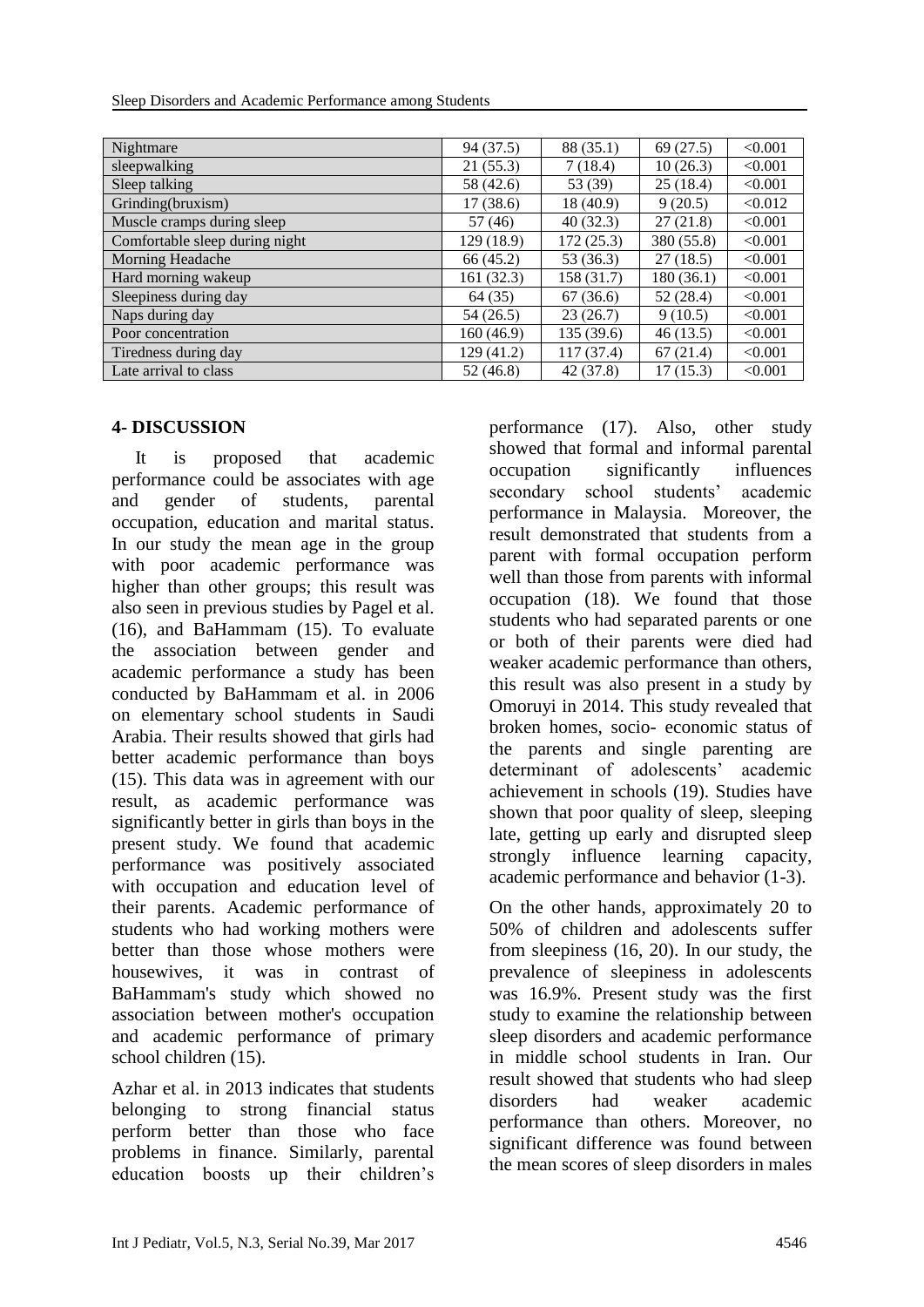| | | | | |
|---|---|---|---|---|
| Nightmare | 94 (37.5) | 88 (35.1) | 69 (27.5) | <0.001 |
| sleepwalking | 21 (55.3) | 7 (18.4) | 10 (26.3) | <0.001 |
| Sleep talking | 58 (42.6) | 53 (39) | 25 (18.4) | <0.001 |
| Grinding(bruxism) | 17 (38.6) | 18 (40.9) | 9 (20.5) | <0.012 |
| Muscle cramps during sleep | 57 (46) | 40 (32.3) | 27 (21.8) | <0.001 |
| Comfortable sleep during night | 129 (18.9) | 172 (25.3) | 380 (55.8) | <0.001 |
| Morning Headache | 66 (45.2) | 53 (36.3) | 27 (18.5) | <0.001 |
| Hard morning wakeup | 161 (32.3) | 158 (31.7) | 180 (36.1) | <0.001 |
| Sleepiness during day | 64 (35) | 67 (36.6) | 52 (28.4) | <0.001 |
| Naps during day | 54 (26.5) | 23 (26.7) | 9 (10.5) | <0.001 |
| Poor concentration | 160 (46.9) | 135 (39.6) | 46 (13.5) | <0.001 |
| Tiredness during day | 129 (41.2) | 117 (37.4) | 67 (21.4) | <0.001 |
| Late arrival to class | 52 (46.8) | 42 (37.8) | 17 (15.3) | <0.001 |

## 4- DISCUSSION

It is proposed that academic performance could be associates with age and gender of students, parental occupation, education and marital status. In our study the mean age in the group with poor academic performance was higher than other groups; this result was also seen in previous studies by Pagel et al. (16), and BaHammam (15). To evaluate the association between gender and academic performance a study has been conducted by BaHammam et al. in 2006 on elementary school students in Saudi Arabia. Their results showed that girls had better academic performance than boys (15). This data was in agreement with our result, as academic performance was significantly better in girls than boys in the present study. We found that academic performance was positively associated with occupation and education level of their parents. Academic performance of students who had working mothers were better than those whose mothers were housewives, it was in contrast of BaHammam's study which showed no association between mother's occupation and academic performance of primary school children (15).

Azhar et al. in 2013 indicates that students belonging to strong financial status perform better than those who face problems in finance. Similarly, parental education boosts up their children's performance (17). Also, other study showed that formal and informal parental occupation significantly influences secondary school students' academic performance in Malaysia. Moreover, the result demonstrated that students from a parent with formal occupation perform well than those from parents with informal occupation (18). We found that those students who had separated parents or one or both of their parents were died had weaker academic performance than others, this result was also present in a study by Omoruyi in 2014. This study revealed that broken homes, socio- economic status of the parents and single parenting are determinant of adolescents' academic achievement in schools (19). Studies have shown that poor quality of sleep, sleeping late, getting up early and disrupted sleep strongly influence learning capacity, academic performance and behavior (1-3).

On the other hands, approximately 20 to 50% of children and adolescents suffer from sleepiness (16, 20). In our study, the prevalence of sleepiness in adolescents was 16.9%. Present study was the first study to examine the relationship between sleep disorders and academic performance in middle school students in Iran. Our result showed that students who had sleep disorders had weaker academic performance than others. Moreover, no significant difference was found between the mean scores of sleep disorders in males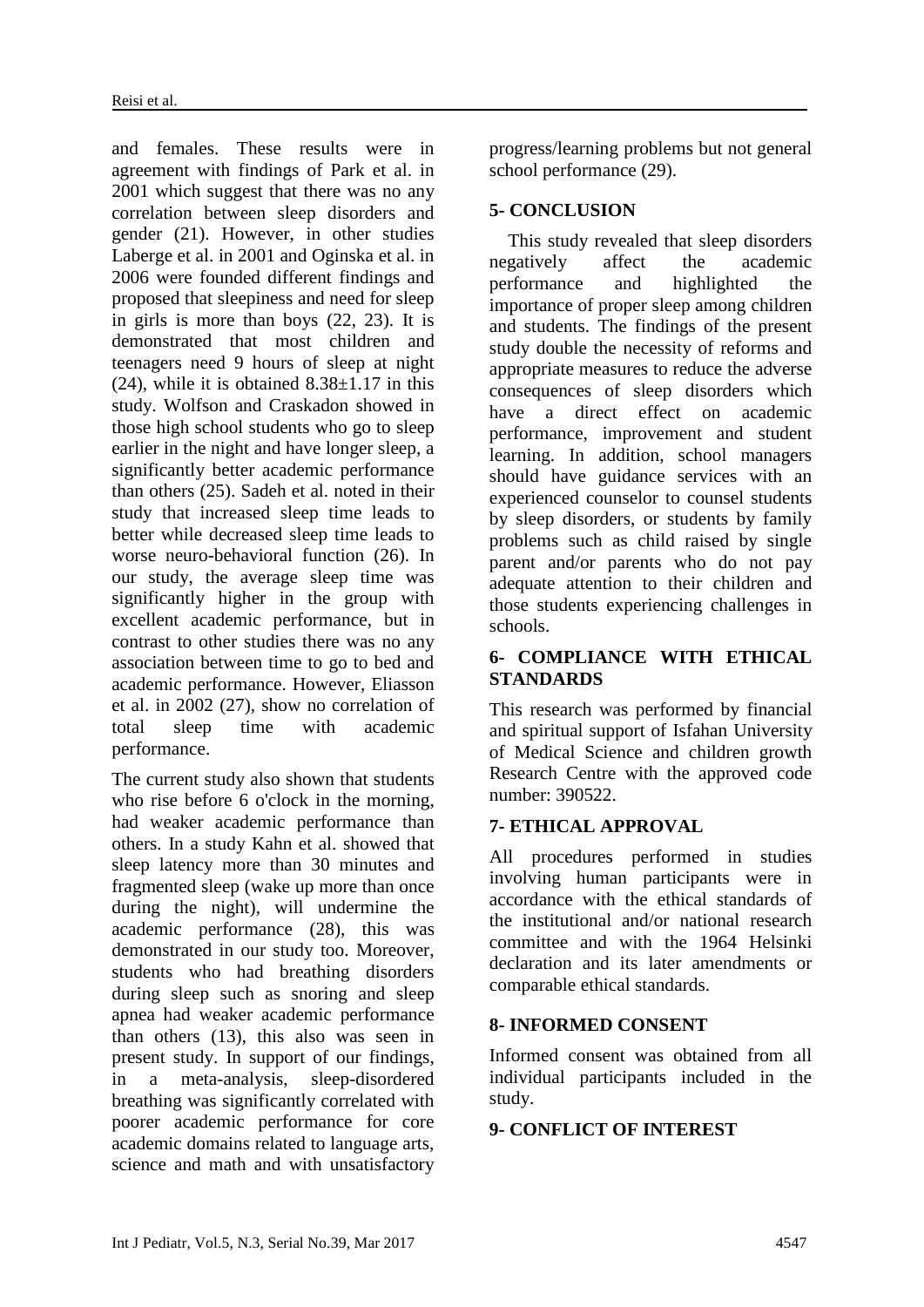and females. These results were in agreement with findings of Park et al. in 2001 which suggest that there was no any correlation between sleep disorders and gender (21). However, in other studies Laberge et al. in 2001 and Oginska et al. in 2006 were founded different findings and proposed that sleepiness and need for sleep in girls is more than boys (22, 23). It is demonstrated that most children and teenagers need 9 hours of sleep at night (24), while it is obtained $8.38\pm1.17$ in this study. Wolfson and Craskadon showed in those high school students who go to sleep earlier in the night and have longer sleep, a significantly better academic performance than others (25). Sadeh et al. noted in their study that increased sleep time leads to better while decreased sleep time leads to worse neuro-behavioral function (26). In our study, the average sleep time was significantly higher in the group with excellent academic performance, but in contrast to other studies there was no any association between time to go to bed and academic performance. However, Eliasson et al. in 2002 (27), show no correlation of total sleep time with academic performance.

The current study also shown that students who rise before 6 o'clock in the morning, had weaker academic performance than others. In a study Kahn et al. showed that sleep latency more than 30 minutes and fragmented sleep (wake up more than once during the night), will undermine the academic performance (28), this was demonstrated in our study too. Moreover, students who had breathing disorders during sleep such as snoring and sleep apnea had weaker academic performance than others (13), this also was seen in present study. In support of our findings, in a meta-analysis, sleep-disordered breathing was significantly correlated with poorer academic performance for core academic domains related to language arts, science and math and with unsatisfactory progress/learning problems but not general school performance (29).

## 5- CONCLUSION

This study revealed that sleep disorders negatively affect the academic performance and highlighted the importance of proper sleep among children and students. The findings of the present study double the necessity of reforms and appropriate measures to reduce the adverse consequences of sleep disorders which have a direct effect on academic performance, improvement and student learning. In addition, school managers should have guidance services with an experienced counselor to counsel students by sleep disorders, or students by family problems such as child raised by single parent and/or parents who do not pay adequate attention to their children and those students experiencing challenges in schools.

## 6- COMPLIANCE WITH ETHICAL STANDARDS

This research was performed by financial and spiritual support of Isfahan University of Medical Science and children growth Research Centre with the approved code number: 390522.

## 7- ETHICAL APPROVAL

All procedures performed in studies involving human participants were in accordance with the ethical standards of the institutional and/or national research committee and with the 1964 Helsinki declaration and its later amendments or comparable ethical standards.

## 8- INFORMED CONSENT

Informed consent was obtained from all individual participants included in the study.

## 9- CONFLICT OF INTEREST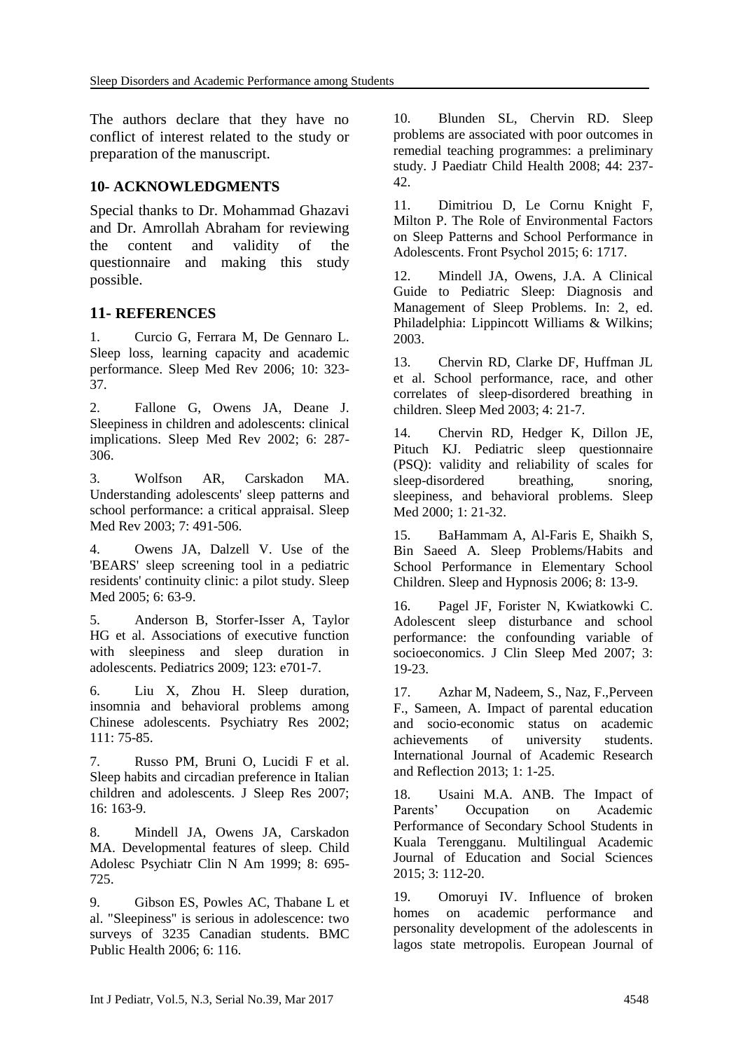The authors declare that they have no conflict of interest related to the study or preparation of the manuscript.

## 10- ACKNOWLEDGMENTS

Special thanks to Dr. Mohammad Ghazavi and Dr. Amrollah Abraham for reviewing the content and validity of the questionnaire and making this study possible.

## 11- REFERENCES

1. Curcio G, Ferrara M, De Gennaro L. Sleep loss, learning capacity and academic performance. Sleep Med Rev 2006; 10: 323-37.

2. Fallone G, Owens JA, Deane J. Sleepiness in children and adolescents: clinical implications. Sleep Med Rev 2002; 6: 287-306.

3. Wolfson AR, Carskadon MA. Understanding adolescents' sleep patterns and school performance: a critical appraisal. Sleep Med Rev 2003; 7: 491-506.

4. Owens JA, Dalzell V. Use of the 'BEARS' sleep screening tool in a pediatric residents' continuity clinic: a pilot study. Sleep Med 2005; 6: 63-9.

5. Anderson B, Storfer-Isser A, Taylor HG et al. Associations of executive function with sleepiness and sleep duration in adolescents. Pediatrics 2009; 123: e701-7.

6. Liu X, Zhou H. Sleep duration, insomnia and behavioral problems among Chinese adolescents. Psychiatry Res 2002; 111: 75-85.

7. Russo PM, Bruni O, Lucidi F et al. Sleep habits and circadian preference in Italian children and adolescents. J Sleep Res 2007; 16: 163-9.

8. Mindell JA, Owens JA, Carskadon MA. Developmental features of sleep. Child Adolesc Psychiatr Clin N Am 1999; 8: 695-725.

9. Gibson ES, Powles AC, Thabane L et al. "Sleepiness" is serious in adolescence: two surveys of 3235 Canadian students. BMC Public Health 2006; 6: 116.

10. Blunden SL, Chervin RD. Sleep problems are associated with poor outcomes in remedial teaching programmes: a preliminary study. J Paediatr Child Health 2008; 44: 237-42.

11. Dimitriou D, Le Cornu Knight F, Milton P. The Role of Environmental Factors on Sleep Patterns and School Performance in Adolescents. Front Psychol 2015; 6: 1717.

12. Mindell JA, Owens, J.A. A Clinical Guide to Pediatric Sleep: Diagnosis and Management of Sleep Problems. In: 2, ed. Philadelphia: Lippincott Williams & Wilkins; 2003.

13. Chervin RD, Clarke DF, Huffman JL et al. School performance, race, and other correlates of sleep-disordered breathing in children. Sleep Med 2003; 4: 21-7.

14. Chervin RD, Hedger K, Dillon JE, Pituch KJ. Pediatric sleep questionnaire (PSQ): validity and reliability of scales for sleep-disordered breathing, snoring, sleepiness, and behavioral problems. Sleep Med 2000; 1: 21-32.

15. BaHammam A, Al-Faris E, Shaikh S, Bin Saeed A. Sleep Problems/Habits and School Performance in Elementary School Children. Sleep and Hypnosis 2006; 8: 13-9.

16. Pagel JF, Forister N, Kwiatkowki C. Adolescent sleep disturbance and school performance: the confounding variable of socioeconomics. J Clin Sleep Med 2007; 3: 19-23.

17. Azhar M, Nadeem, S., Naz, F.,Perveen F., Sameen, A. Impact of parental education and socio-economic status on academic achievements of university students. International Journal of Academic Research and Reflection 2013; 1: 1-25.

18. Usaini M.A. ANB. The Impact of Parents' Occupation on Academic Performance of Secondary School Students in Kuala Terengganu. Multilingual Academic Journal of Education and Social Sciences 2015; 3: 112-20.

19. Omoruyi IV. Influence of broken homes on academic performance and personality development of the adolescents in lagos state metropolis. European Journal of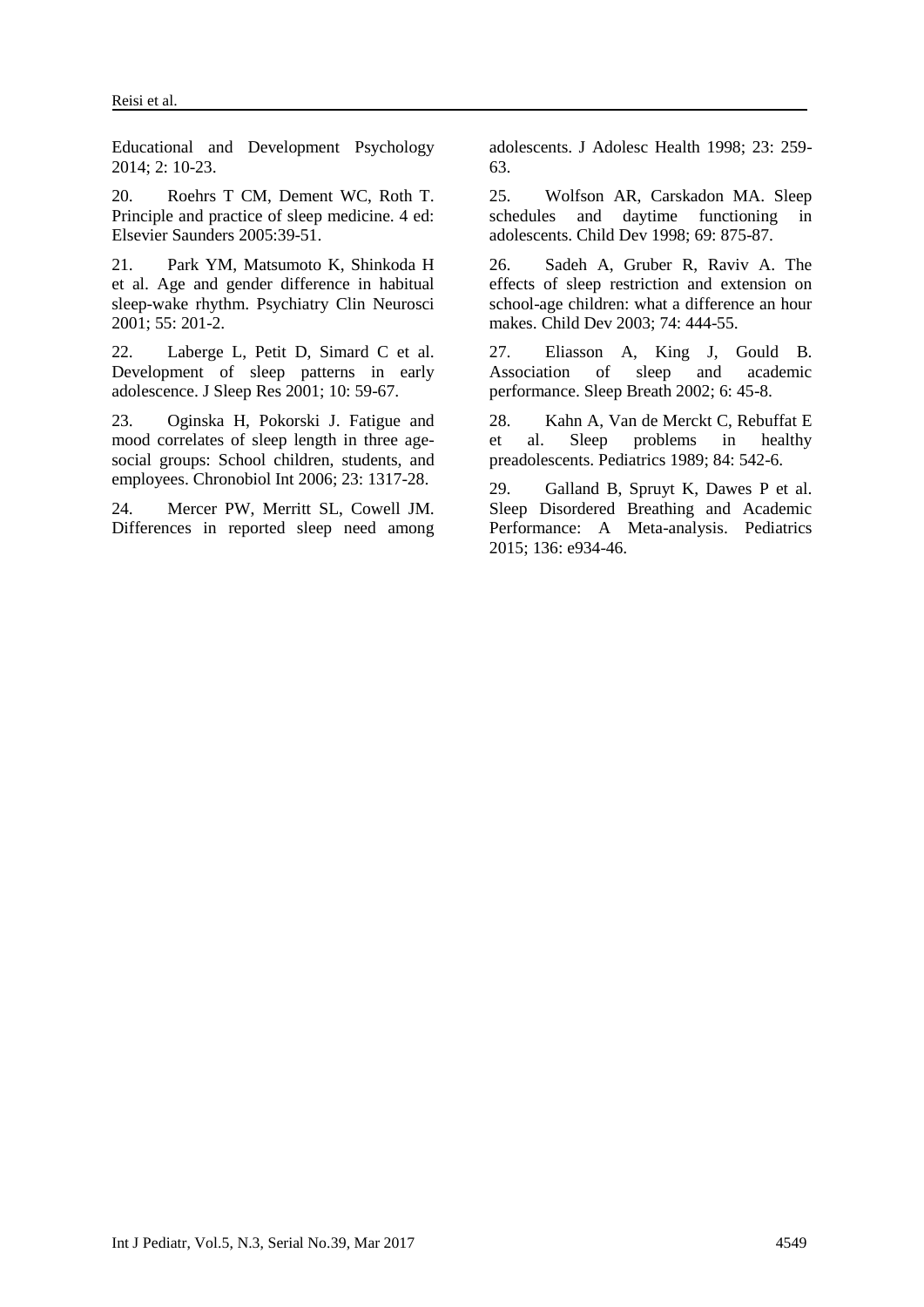Educational and Development Psychology 2014; 2: 10-23.

20. Roehrs T CM, Dement WC, Roth T. Principle and practice of sleep medicine. 4 ed: Elsevier Saunders 2005:39-51.

21. Park YM, Matsumoto K, Shinkoda H et al. Age and gender difference in habitual sleep-wake rhythm. Psychiatry Clin Neurosci 2001; 55: 201-2.

22. Laberge L, Petit D, Simard C et al. Development of sleep patterns in early adolescence. J Sleep Res 2001; 10: 59-67.

23. Oginska H, Pokorski J. Fatigue and mood correlates of sleep length in three age-social groups: School children, students, and employees. Chronobiol Int 2006; 23: 1317-28.

24. Mercer PW, Merritt SL, Cowell JM. Differences in reported sleep need among adolescents. J Adolesc Health 1998; 23: 259-63.

25. Wolfson AR, Carskadon MA. Sleep schedules and daytime functioning in adolescents. Child Dev 1998; 69: 875-87.

26. Sadeh A, Gruber R, Raviv A. The effects of sleep restriction and extension on school-age children: what a difference an hour makes. Child Dev 2003; 74: 444-55.

27. Eliasson A, King J, Gould B. Association of sleep and academic performance. Sleep Breath 2002; 6: 45-8.

28. Kahn A, Van de Merckt C, Rebuffat E et al. Sleep problems in healthy preadolescents. Pediatrics 1989; 84: 542-6.

29. Galland B, Spruyt K, Dawes P et al. Sleep Disordered Breathing and Academic Performance: A Meta-analysis. Pediatrics 2015; 136: e934-46.